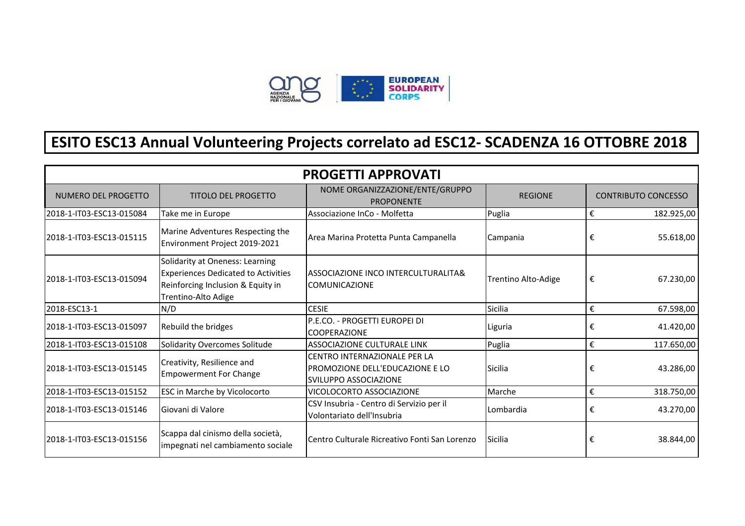# ESITO ESC13 Annual Volunteering Projects correlato ad ESC12- SCADENZA 16 OTTOBRE 2018

## PROGETTI APPROVATI

| NUMERO DEL PROGETTO | TITOLO DEL PROGETTO | NOME ORGANIZZAZIONE/ENTE/GRUPPO PROPONENTE | REGIONE | CONTRIBUTO CONCESSO |
|---|---|---|---|---|
| 2018-1-IT03-ESC13-015084 | Take me in Europe | Associazione InCo - Molfetta | Puglia | € 182.925,00 |
| 2018-1-IT03-ESC13-015115 | Marine Adventures Respecting the Environment Project 2019-2021 | Area Marina Protetta Punta Campanella | Campania | € 55.618,00 |
| 2018-1-IT03-ESC13-015094 | Solidarity at Oneness: Learning Experiences Dedicated to Activities Reinforcing Inclusion & Equity in Trentino-Alto Adige | ASSOCIAZIONE INCO INTERCULTURALITA& COMUNICAZIONE | Trentino Alto-Adige | € 67.230,00 |
| 2018-ESC13-1 | N/D | CESIE | Sicilia | € 67.598,00 |
| 2018-1-IT03-ESC13-015097 | Rebuild the bridges | P.E.CO. - PROGETTI EUROPEI DI COOPERAZIONE | Liguria | € 41.420,00 |
| 2018-1-IT03-ESC13-015108 | Solidarity Overcomes Solitude | ASSOCIAZIONE CULTURALE LINK | Puglia | € 117.650,00 |
| 2018-1-IT03-ESC13-015145 | Creativity, Resilience and Empowerment For Change | CENTRO INTERNAZIONALE PER LA PROMOZIONE DELL'EDUCAZIONE E LO SVILUPPO ASSOCIAZIONE | Sicilia | € 43.286,00 |
| 2018-1-IT03-ESC13-015152 | ESC in Marche by Vicolocorto | VICOLOCORTO ASSOCIAZIONE | Marche | € 318.750,00 |
| 2018-1-IT03-ESC13-015146 | Giovani di Valore | CSV Insubria - Centro di Servizio per il Volontariato dell'Insubria | Lombardia | € 43.270,00 |
| 2018-1-IT03-ESC13-015156 | Scappa dal cinismo della società, impegnati nel cambiamento sociale | Centro Culturale Ricreativo Fonti San Lorenzo | Sicilia | € 38.844,00 |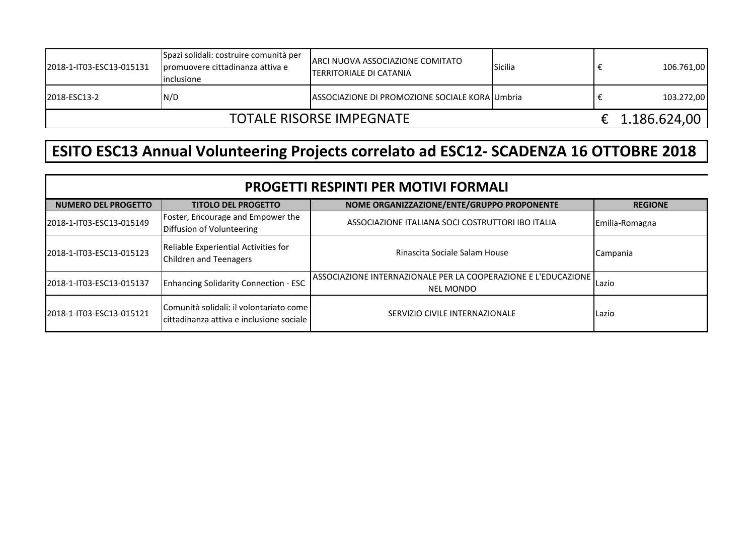| | | | | | |
|---|---|---|---|---|---|
| 2018-1-IT03-ESC13-015131 | Spazi solidali: costruire comunità per promuovere cittadinanza attiva e inclusione | ARCI NUOVA ASSOCIAZIONE COMITATO TERRITORIALE DI CATANIA | Sicilia | € | 106.761,00 |
| 2018-ESC13-2 | N/D | ASSOCIAZIONE DI PROMOZIONE SOCIALE KORA | Umbria | € | 103.272,00 |
| TOTALE RISORSE IMPEGNATE | | | | € | 1.186.624,00 |

# ESITO ESC13 Annual Volunteering Projects correlato ad ESC12- SCADENZA 16 OTTOBRE 2018

## PROGETTI RESPINTI PER MOTIVI FORMALI

| NUMERO DEL PROGETTO | TITOLO DEL PROGETTO | NOME ORGANIZZAZIONE/ENTE/GRUPPO PROPONENTE | REGIONE |
|---|---|---|---|
| 2018-1-IT03-ESC13-015149 | Foster, Encourage and Empower the Diffusion of Volunteering | ASSOCIAZIONE ITALIANA SOCI COSTRUTTORI IBO ITALIA | Emilia-Romagna |
| 2018-1-IT03-ESC13-015123 | Reliable Experiential Activities for Children and Teenagers | Rinascita Sociale Salam House | Campania |
| 2018-1-IT03-ESC13-015137 | Enhancing Solidarity Connection - ESC | ASSOCIAZIONE INTERNAZIONALE PER LA COOPERAZIONE E L'EDUCAZIONE NEL MONDO | Lazio |
| 2018-1-IT03-ESC13-015121 | Comunità solidali: il volontariato come cittadinanza attiva e inclusione sociale | SERVIZIO CIVILE INTERNAZIONALE | Lazio |